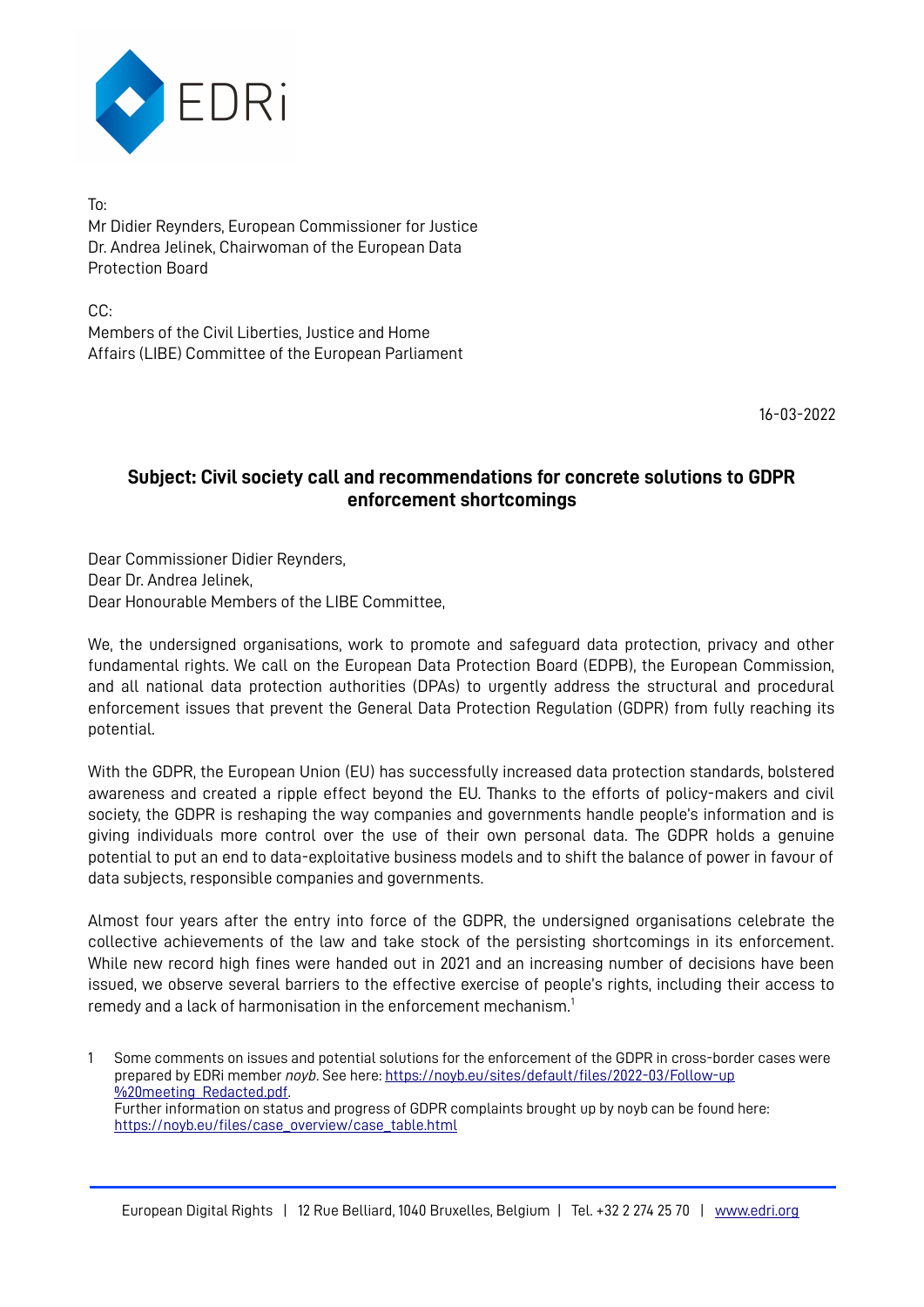EDRi

To:
Mr Didier Reynders, European Commissioner for Justice
Dr. Andrea Jelinek, Chairwoman of the European Data Protection Board

CC:
Members of the Civil Liberties, Justice and Home Affairs (LIBE) Committee of the European Parliament

16-03-2022

**Subject: Civil society call and recommendations for concrete solutions to GDPR enforcement shortcomings**

Dear Commissioner Didier Reynders,
Dear Dr. Andrea Jelinek,
Dear Honourable Members of the LIBE Committee,

We, the undersigned organisations, work to promote and safeguard data protection, privacy and other fundamental rights. We call on the European Data Protection Board (EDPB), the European Commission, and all national data protection authorities (DPAs) to urgently address the structural and procedural enforcement issues that prevent the General Data Protection Regulation (GDPR) from fully reaching its potential.

With the GDPR, the European Union (EU) has successfully increased data protection standards, bolstered awareness and created a ripple effect beyond the EU. Thanks to the efforts of policy-makers and civil society, the GDPR is reshaping the way companies and governments handle people's information and is giving individuals more control over the use of their own personal data. The GDPR holds a genuine potential to put an end to data-exploitative business models and to shift the balance of power in favour of data subjects, responsible companies and governments.

Almost four years after the entry into force of the GDPR, the undersigned organisations celebrate the collective achievements of the law and take stock of the persisting shortcomings in its enforcement. While new record high fines were handed out in 2021 and an increasing number of decisions have been issued, we observe several barriers to the effective exercise of people's rights, including their access to remedy and a lack of harmonisation in the enforcement mechanism.[1]

[1] Some comments on issues and potential solutions for the enforcement of the GDPR in cross-border cases were prepared by EDRi member *noyb*. See here: https://noyb.eu/sites/default/files/2022-03/Follow-up%20meeting_Redacted.pdf.
Further information on status and progress of GDPR complaints brought up by noyb can be found here: https://noyb.eu/files/case_overview/case_table.html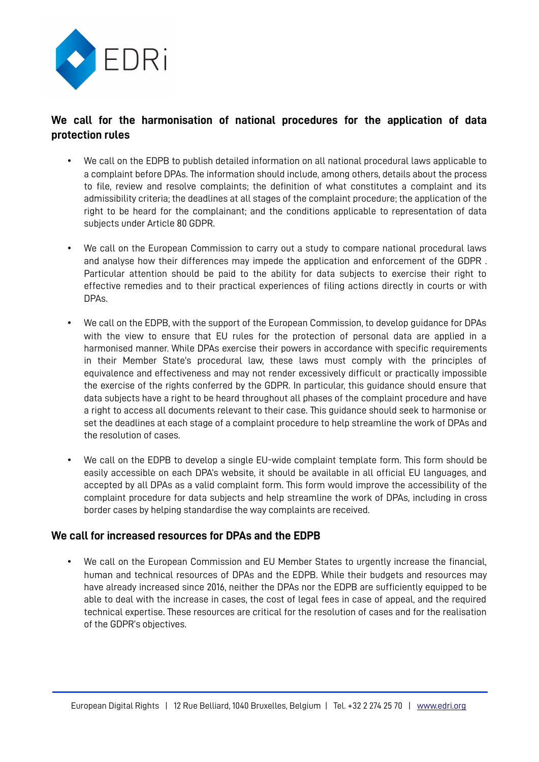## We call for the harmonisation of national procedures for the application of data protection rules

- We call on the EDPB to publish detailed information on all national procedural laws applicable to a complaint before DPAs. The information should include, among others, details about the process to file, review and resolve complaints; the definition of what constitutes a complaint and its admissibility criteria; the deadlines at all stages of the complaint procedure; the application of the right to be heard for the complainant; and the conditions applicable to representation of data subjects under Article 80 GDPR.

- We call on the European Commission to carry out a study to compare national procedural laws and analyse how their differences may impede the application and enforcement of the GDPR . Particular attention should be paid to the ability for data subjects to exercise their right to effective remedies and to their practical experiences of filing actions directly in courts or with DPAs.

- We call on the EDPB, with the support of the European Commission, to develop guidance for DPAs with the view to ensure that EU rules for the protection of personal data are applied in a harmonised manner. While DPAs exercise their powers in accordance with specific requirements in their Member State's procedural law, these laws must comply with the principles of equivalence and effectiveness and may not render excessively difficult or practically impossible the exercise of the rights conferred by the GDPR. In particular, this guidance should ensure that data subjects have a right to be heard throughout all phases of the complaint procedure and have a right to access all documents relevant to their case. This guidance should seek to harmonise or set the deadlines at each stage of a complaint procedure to help streamline the work of DPAs and the resolution of cases.

- We call on the EDPB to develop a single EU-wide complaint template form. This form should be easily accessible on each DPA's website, it should be available in all official EU languages, and accepted by all DPAs as a valid complaint form. This form would improve the accessibility of the complaint procedure for data subjects and help streamline the work of DPAs, including in cross border cases by helping standardise the way complaints are received.

## We call for increased resources for DPAs and the EDPB

- We call on the European Commission and EU Member States to urgently increase the financial, human and technical resources of DPAs and the EDPB. While their budgets and resources may have already increased since 2016, neither the DPAs nor the EDPB are sufficiently equipped to be able to deal with the increase in cases, the cost of legal fees in case of appeal, and the required technical expertise. These resources are critical for the resolution of cases and for the realisation of the GDPR's objectives.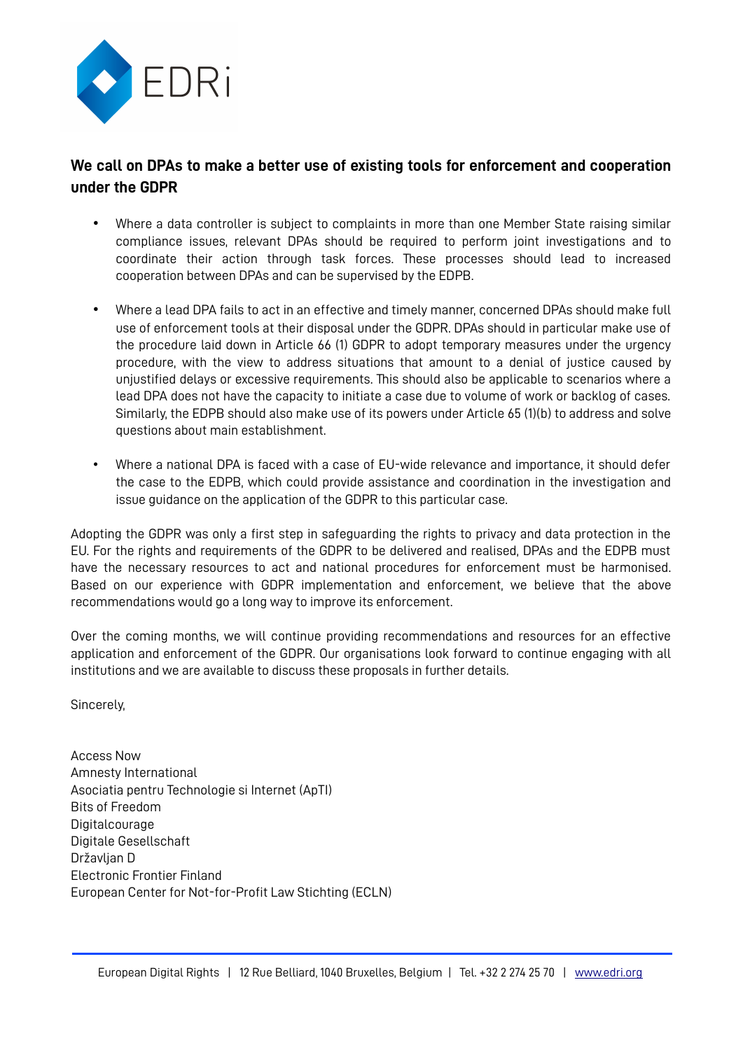**We call on DPAs to make a better use of existing tools for enforcement and cooperation under the GDPR**

- Where a data controller is subject to complaints in more than one Member State raising similar compliance issues, relevant DPAs should be required to perform joint investigations and to coordinate their action through task forces. These processes should lead to increased cooperation between DPAs and can be supervised by the EDPB.

- Where a lead DPA fails to act in an effective and timely manner, concerned DPAs should make full use of enforcement tools at their disposal under the GDPR. DPAs should in particular make use of the procedure laid down in Article 66 (1) GDPR to adopt temporary measures under the urgency procedure, with the view to address situations that amount to a denial of justice caused by unjustified delays or excessive requirements. This should also be applicable to scenarios where a lead DPA does not have the capacity to initiate a case due to volume of work or backlog of cases. Similarly, the EDPB should also make use of its powers under Article 65 (1)(b) to address and solve questions about main establishment.

- Where a national DPA is faced with a case of EU-wide relevance and importance, it should defer the case to the EDPB, which could provide assistance and coordination in the investigation and issue guidance on the application of the GDPR to this particular case.

Adopting the GDPR was only a first step in safeguarding the rights to privacy and data protection in the EU. For the rights and requirements of the GDPR to be delivered and realised, DPAs and the EDPB must have the necessary resources to act and national procedures for enforcement must be harmonised. Based on our experience with GDPR implementation and enforcement, we believe that the above recommendations would go a long way to improve its enforcement.

Over the coming months, we will continue providing recommendations and resources for an effective application and enforcement of the GDPR. Our organisations look forward to continue engaging with all institutions and we are available to discuss these proposals in further details.

Sincerely,

Access Now
Amnesty International
Asociatia pentru Technologie si Internet (ApTI)
Bits of Freedom
Digitalcourage
Digitale Gesellschaft
Državljan D
Electronic Frontier Finland
European Center for Not-for-Profit Law Stichting (ECLN)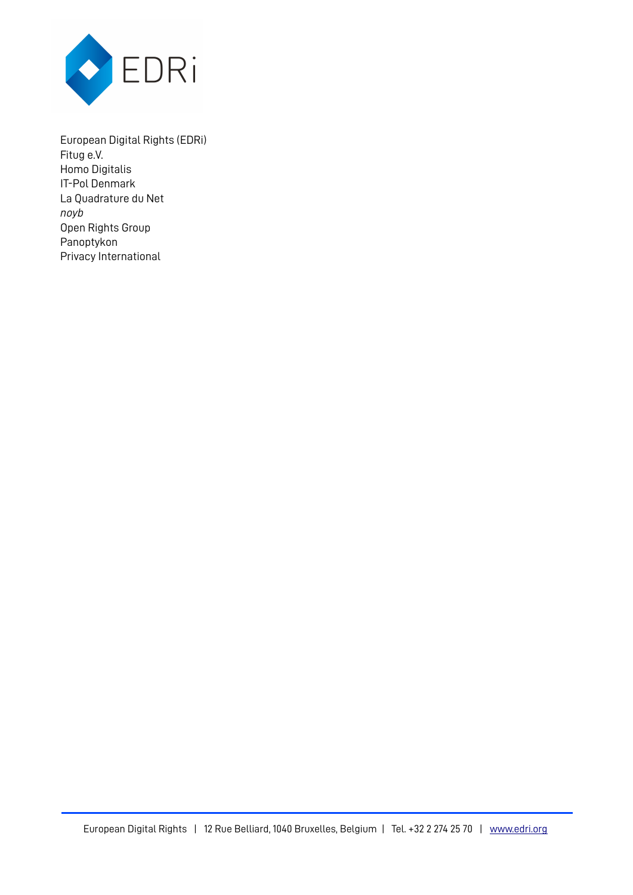European Digital Rights (EDRi)
Fitug e.V.
Homo Digitalis
IT-Pol Denmark
La Quadrature du Net
*noyb*
Open Rights Group
Panoptykon
Privacy International